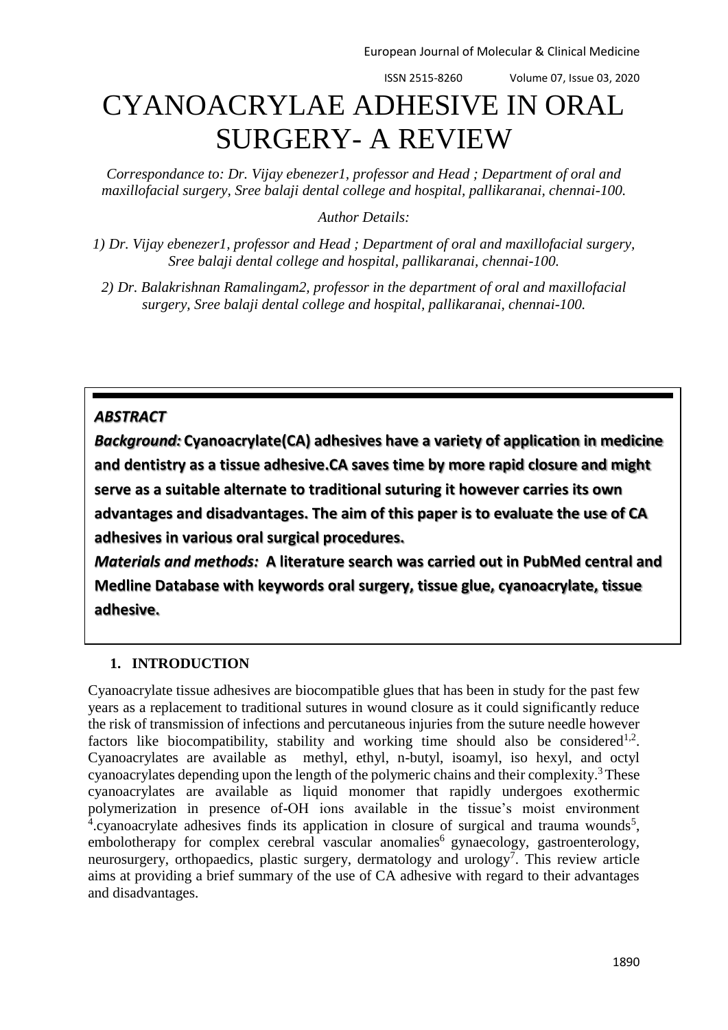# CYANOACRYLAE ADHESIVE IN ORAL SURGERY- A REVIEW

*Correspondance to: Dr. Vijay ebenezer1, professor and Head ; Department of oral and maxillofacial surgery, Sree balaji dental college and hospital, pallikaranai, chennai-100.*

*Author Details:*

*1) Dr. Vijay ebenezer1, professor and Head ; Department of oral and maxillofacial surgery, Sree balaji dental college and hospital, pallikaranai, chennai-100.*

*2) Dr. Balakrishnan Ramalingam2, professor in the department of oral and maxillofacial surgery, Sree balaji dental college and hospital, pallikaranai, chennai-100.*

***ABSTRACT***

***Background:*** **Cyanoacrylate(CA) adhesives have a variety of application in medicine and dentistry as a tissue adhesive.CA saves time by more rapid closure and might serve as a suitable alternate to traditional suturing it however carries its own advantages and disadvantages. The aim of this paper is to evaluate the use of CA adhesives in various oral surgical procedures.**

***Materials and methods:*** **A literature search was carried out in PubMed central and Medline Database with keywords oral surgery, tissue glue, cyanoacrylate, tissue adhesive.**

## 1. INTRODUCTION

Cyanoacrylate tissue adhesives are biocompatible glues that has been in study for the past few years as a replacement to traditional sutures in wound closure as it could significantly reduce the risk of transmission of infections and percutaneous injuries from the suture needle however factors like biocompatibility, stability and working time should also be considered[1,2]. Cyanoacrylates are available as methyl, ethyl, n-butyl, isoamyl, iso hexyl, and octyl cyanoacrylates depending upon the length of the polymeric chains and their complexity.[3] These cyanoacrylates are available as liquid monomer that rapidly undergoes exothermic polymerization in presence of-OH ions available in the tissue's moist environment [4].cyanoacrylate adhesives finds its application in closure of surgical and trauma wounds[5], embolotherapy for complex cerebral vascular anomalies[6] gynaecology, gastroenterology, neurosurgery, orthopaedics, plastic surgery, dermatology and urology[7]. This review article aims at providing a brief summary of the use of CA adhesive with regard to their advantages and disadvantages.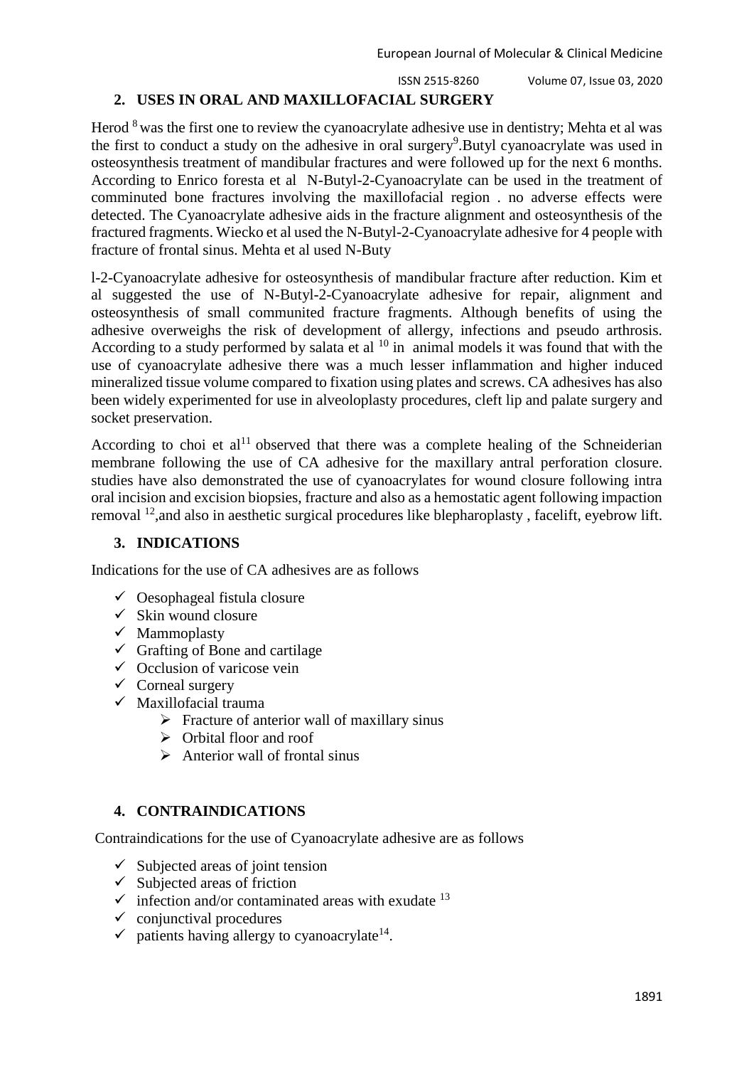## 2. USES IN ORAL AND MAXILLOFACIAL SURGERY

Herod [8] was the first one to review the cyanoacrylate adhesive use in dentistry; Mehta et al was the first to conduct a study on the adhesive in oral surgery[9].Butyl cyanoacrylate was used in osteosynthesis treatment of mandibular fractures and were followed up for the next 6 months. According to Enrico foresta et al N-Butyl-2-Cyanoacrylate can be used in the treatment of comminuted bone fractures involving the maxillofacial region . no adverse effects were detected. The Cyanoacrylate adhesive aids in the fracture alignment and osteosynthesis of the fractured fragments. Wiecko et al used the N-Butyl-2-Cyanoacrylate adhesive for 4 people with fracture of frontal sinus. Mehta et al used N-Buty

l-2-Cyanoacrylate adhesive for osteosynthesis of mandibular fracture after reduction. Kim et al suggested the use of N-Butyl-2-Cyanoacrylate adhesive for repair, alignment and osteosynthesis of small communited fracture fragments. Although benefits of using the adhesive overweighs the risk of development of allergy, infections and pseudo arthrosis. According to a study performed by salata et al [10] in animal models it was found that with the use of cyanoacrylate adhesive there was a much lesser inflammation and higher induced mineralized tissue volume compared to fixation using plates and screws. CA adhesives has also been widely experimented for use in alveoloplasty procedures, cleft lip and palate surgery and socket preservation.

According to choi et al[11] observed that there was a complete healing of the Schneiderian membrane following the use of CA adhesive for the maxillary antral perforation closure. studies have also demonstrated the use of cyanoacrylates for wound closure following intra oral incision and excision biopsies, fracture and also as a hemostatic agent following impaction removal [12],and also in aesthetic surgical procedures like blepharoplasty , facelift, eyebrow lift.

## 3. INDICATIONS

Indications for the use of CA adhesives are as follows

- Oesophageal fistula closure
- Skin wound closure
- Mammoplasty
- Grafting of Bone and cartilage
- Occlusion of varicose vein
- Corneal surgery
- Maxillofacial trauma
  - Fracture of anterior wall of maxillary sinus
  - Orbital floor and roof
  - Anterior wall of frontal sinus

## 4. CONTRAINDICATIONS

Contraindications for the use of Cyanoacrylate adhesive are as follows

- Subjected areas of joint tension
- Subjected areas of friction
- infection and/or contaminated areas with exudate [13]
- conjunctival procedures
- patients having allergy to cyanoacrylate[14].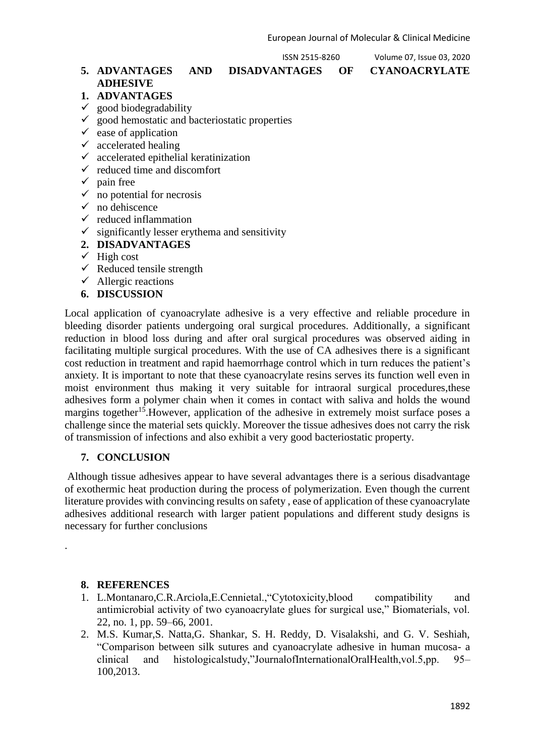## 5. ADVANTAGES AND DISADVANTAGES OF CYANOACRYLATE ADHESIVE

### 1. ADVANTAGES

- ✓ good biodegradability
- ✓ good hemostatic and bacteriostatic properties
- ✓ ease of application
- ✓ accelerated healing
- ✓ accelerated epithelial keratinization
- ✓ reduced time and discomfort
- ✓ pain free
- ✓ no potential for necrosis
- ✓ no dehiscence
- ✓ reduced inflammation
- ✓ significantly lesser erythema and sensitivity

### 2. DISADVANTAGES

- ✓ High cost
- ✓ Reduced tensile strength
- ✓ Allergic reactions

## 6. DISCUSSION

Local application of cyanoacrylate adhesive is a very effective and reliable procedure in bleeding disorder patients undergoing oral surgical procedures. Additionally, a significant reduction in blood loss during and after oral surgical procedures was observed aiding in facilitating multiple surgical procedures. With the use of CA adhesives there is a significant cost reduction in treatment and rapid haemorrhage control which in turn reduces the patient's anxiety. It is important to note that these cyanoacrylate resins serves its function well even in moist environment thus making it very suitable for intraoral surgical procedures,these adhesives form a polymer chain when it comes in contact with saliva and holds the wound margins together[15].However, application of the adhesive in extremely moist surface poses a challenge since the material sets quickly. Moreover the tissue adhesives does not carry the risk of transmission of infections and also exhibit a very good bacteriostatic property.

## 7. CONCLUSION

Although tissue adhesives appear to have several advantages there is a serious disadvantage of exothermic heat production during the process of polymerization. Even though the current literature provides with convincing results on safety , ease of application of these cyanoacrylate adhesives additional research with larger patient populations and different study designs is necessary for further conclusions

.

## 8. REFERENCES

1. L.Montanaro,C.R.Arciola,E.Cennietal.,"Cytotoxicity,blood compatibility and antimicrobial activity of two cyanoacrylate glues for surgical use," Biomaterials, vol. 22, no. 1, pp. 59–66, 2001.
2. M.S. Kumar,S. Natta,G. Shankar, S. H. Reddy, D. Visalakshi, and G. V. Seshiah, "Comparison between silk sutures and cyanoacrylate adhesive in human mucosa- a clinical and histologicalstudy,"JournalofInternationalOralHealth,vol.5,pp. 95–100,2013.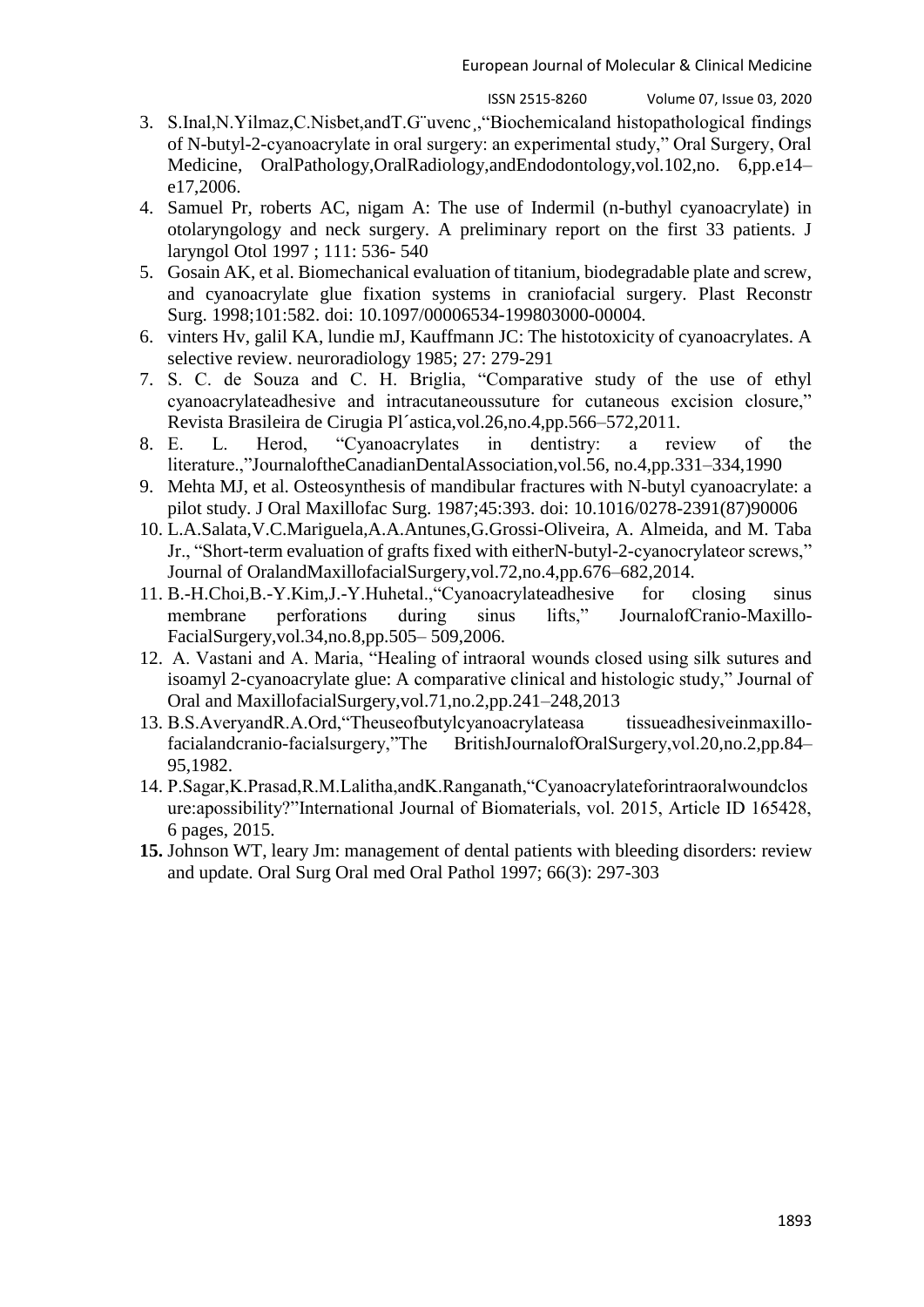3. S.Inal,N.Yilmaz,C.Nisbet,andT.G¨uvenc¸,"Biochemicaland histopathological findings of N-butyl-2-cyanoacrylate in oral surgery: an experimental study," Oral Surgery, Oral Medicine, OralPathology,OralRadiology,andEndodontology,vol.102,no. 6,pp.e14–e17,2006.
4. Samuel Pr, roberts AC, nigam A: The use of Indermil (n-buthyl cyanoacrylate) in otolaryngology and neck surgery. A preliminary report on the first 33 patients. J laryngol Otol 1997 ; 111: 536- 540
5. Gosain AK, et al. Biomechanical evaluation of titanium, biodegradable plate and screw, and cyanoacrylate glue fixation systems in craniofacial surgery. Plast Reconstr Surg. 1998;101:582. doi: 10.1097/00006534-199803000-00004.
6. vinters Hv, galil KA, lundie mJ, Kauffmann JC: The histotoxicity of cyanoacrylates. A selective review. neuroradiology 1985; 27: 279-291
7. S. C. de Souza and C. H. Briglia, "Comparative study of the use of ethyl cyanoacrylateadhesive and intracutaneoussuture for cutaneous excision closure," Revista Brasileira de Cirugia Pl´astica,vol.26,no.4,pp.566–572,2011.
8. E. L. Herod, "Cyanoacrylates in dentistry: a review of the literature.,"JournaloftheCanadianDentalAssociation,vol.56, no.4,pp.331–334,1990
9. Mehta MJ, et al. Osteosynthesis of mandibular fractures with N-butyl cyanoacrylate: a pilot study. J Oral Maxillofac Surg. 1987;45:393. doi: 10.1016/0278-2391(87)90006
10. L.A.Salata,V.C.Mariguela,A.A.Antunes,G.Grossi-Oliveira, A. Almeida, and M. Taba Jr., "Short-term evaluation of grafts fixed with eitherN-butyl-2-cyanocrylateor screws," Journal of OralandMaxillofacialSurgery,vol.72,no.4,pp.676–682,2014.
11. B.-H.Choi,B.-Y.Kim,J.-Y.Huhetal.,"Cyanoacrylateadhesive for closing sinus membrane perforations during sinus lifts," JournalofCranio-Maxillo-FacialSurgery,vol.34,no.8,pp.505– 509,2006.
12. A. Vastani and A. Maria, "Healing of intraoral wounds closed using silk sutures and isoamyl 2-cyanoacrylate glue: A comparative clinical and histologic study," Journal of Oral and MaxillofacialSurgery,vol.71,no.2,pp.241–248,2013
13. B.S.AveryandR.A.Ord,"Theuseofbutylcyanoacrylateasa tissueadhesiveinmaxillo-facialandcranio-facialsurgery,"The BritishJournalofOralSurgery,vol.20,no.2,pp.84–95,1982.
14. P.Sagar,K.Prasad,R.M.Lalitha,andK.Ranganath,"Cyanoacrylateforintraoralwoundclosure:apossibility?"International Journal of Biomaterials, vol. 2015, Article ID 165428, 6 pages, 2015.
15. Johnson WT, leary Jm: management of dental patients with bleeding disorders: review and update. Oral Surg Oral med Oral Pathol 1997; 66(3): 297-303